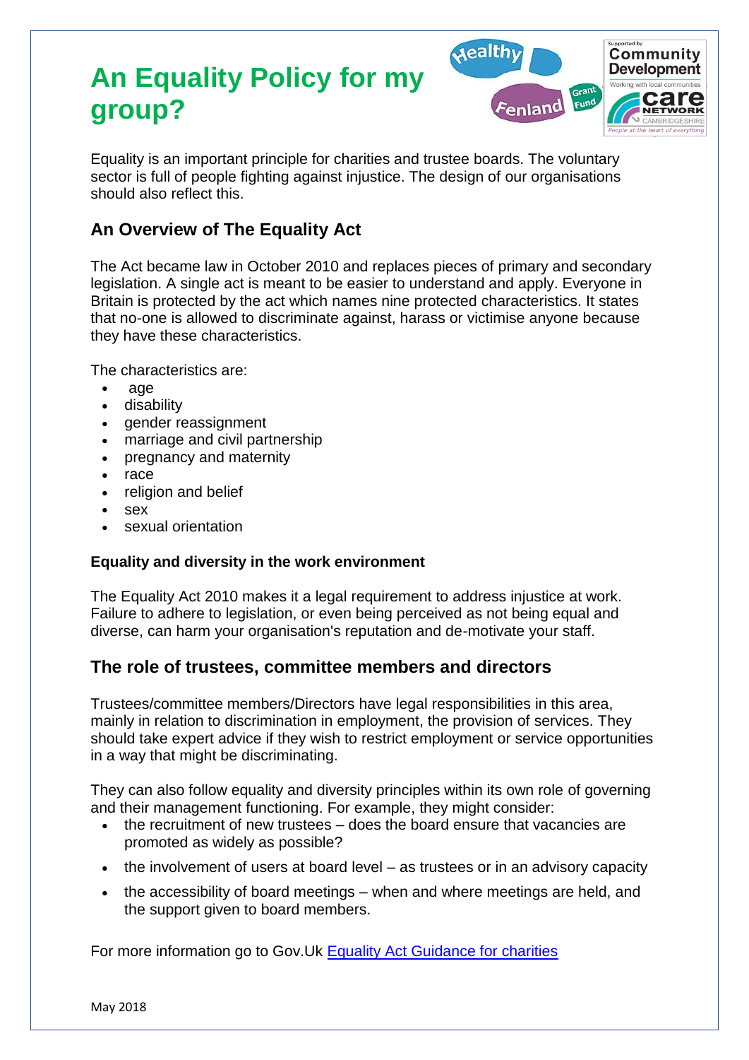# An Equality Policy for my group?

Equality is an important principle for charities and trustee boards. The voluntary sector is full of people fighting against injustice. The design of our organisations should also reflect this.

## An Overview of The Equality Act

The Act became law in October 2010 and replaces pieces of primary and secondary legislation. A single act is meant to be easier to understand and apply. Everyone in Britain is protected by the act which names nine protected characteristics. It states that no-one is allowed to discriminate against, harass or victimise anyone because they have these characteristics.

The characteristics are:

- age
- disability
- gender reassignment
- marriage and civil partnership
- pregnancy and maternity
- race
- religion and belief
- sex
- sexual orientation

**Equality and diversity in the work environment**

The Equality Act 2010 makes it a legal requirement to address injustice at work. Failure to adhere to legislation, or even being perceived as not being equal and diverse, can harm your organisation's reputation and de-motivate your staff.

## The role of trustees, committee members and directors

Trustees/committee members/Directors have legal responsibilities in this area, mainly in relation to discrimination in employment, the provision of services. They should take expert advice if they wish to restrict employment or service opportunities in a way that might be discriminating.

They can also follow equality and diversity principles within its own role of governing and their management functioning. For example, they might consider:

- the recruitment of new trustees – does the board ensure that vacancies are promoted as widely as possible?
- the involvement of users at board level – as trustees or in an advisory capacity
- the accessibility of board meetings – when and where meetings are held, and the support given to board members.

For more information go to Gov.Uk [Equality Act Guidance for charities]

May 2018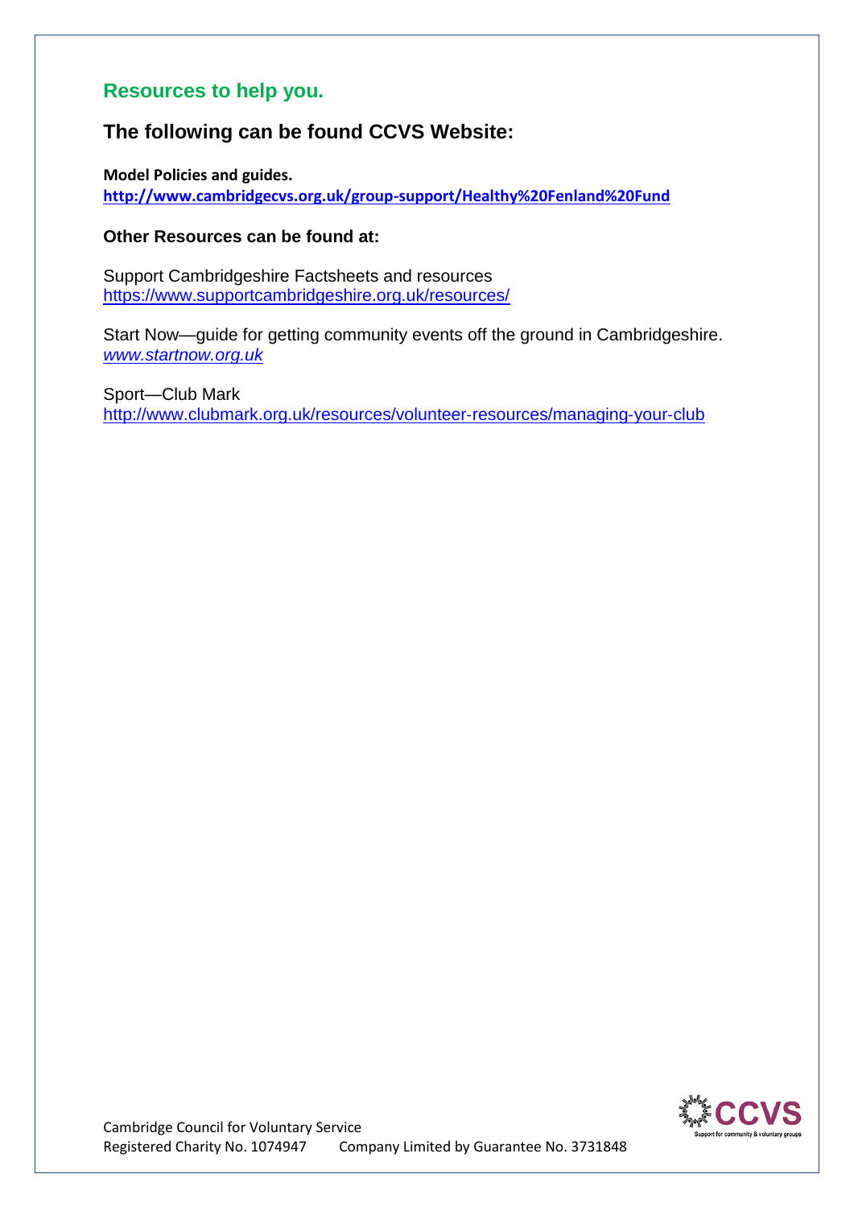## Resources to help you.

### The following can be found CCVS Website:

**Model Policies and guides.**
**http://www.cambridgecvs.org.uk/group-support/Healthy%20Fenland%20Fund**

**Other Resources can be found at:**

Support Cambridgeshire Factsheets and resources
https://www.supportcambridgeshire.org.uk/resources/

Start Now—guide for getting community events off the ground in Cambridgeshire.
*www.startnow.org.uk*

Sport—Club Mark
http://www.clubmark.org.uk/resources/volunteer-resources/managing-your-club

Cambridge Council for Voluntary Service
Registered Charity No. 1074947 Company Limited by Guarantee No. 3731848

CCVS
Support for community & voluntary groups